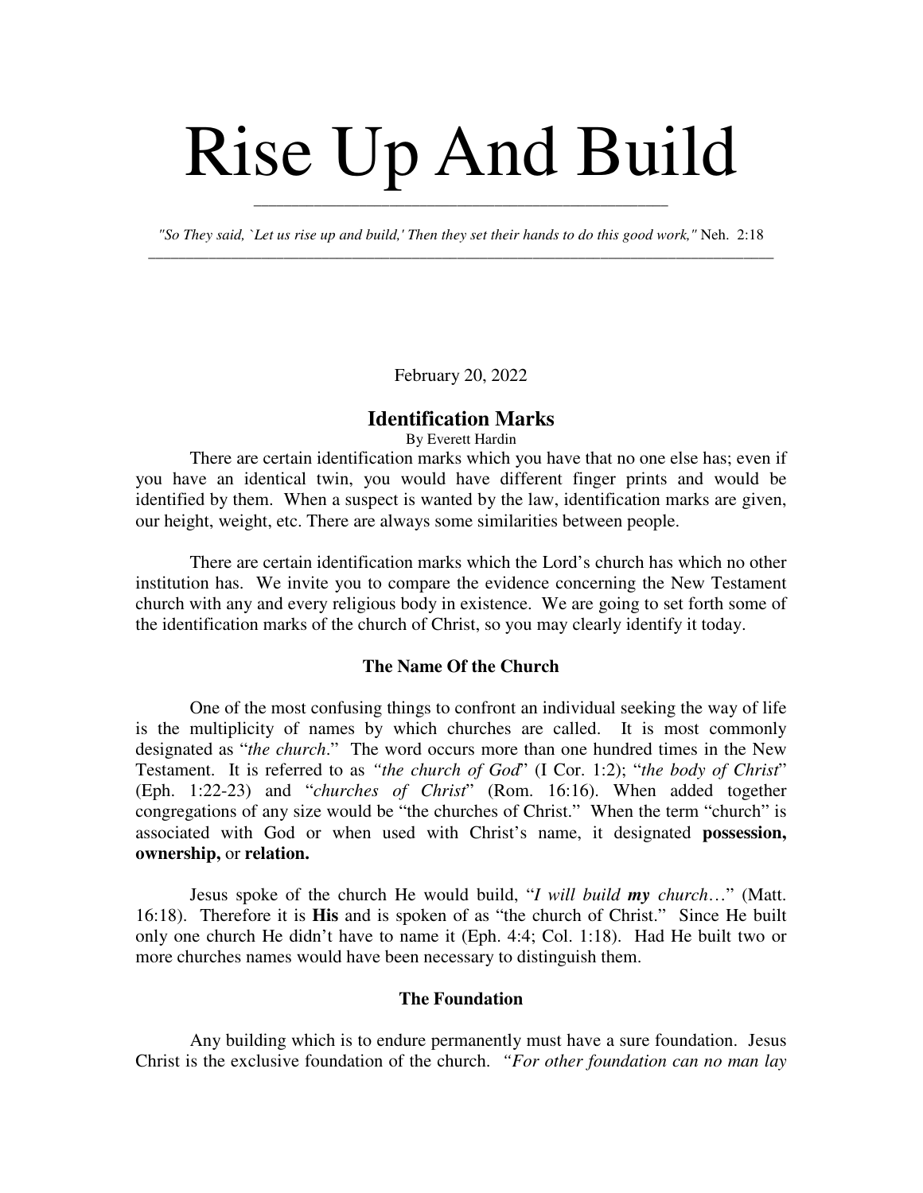# Rise Up And Build

*"So They said, `Let us rise up and build,' Then they set their hands to do this good work,"* Neh. 2:18

February 20, 2022

## Identification Marks

By Everett Hardin

There are certain identification marks which you have that no one else has; even if you have an identical twin, you would have different finger prints and would be identified by them. When a suspect is wanted by the law, identification marks are given, our height, weight, etc. There are always some similarities between people.

There are certain identification marks which the Lord's church has which no other institution has. We invite you to compare the evidence concerning the New Testament church with any and every religious body in existence. We are going to set forth some of the identification marks of the church of Christ, so you may clearly identify it today.

### The Name Of the Church

One of the most confusing things to confront an individual seeking the way of life is the multiplicity of names by which churches are called. It is most commonly designated as "*the church*." The word occurs more than one hundred times in the New Testament. It is referred to as *"the church of God*" (I Cor. 1:2); "*the body of Christ*" (Eph. 1:22-23) and "*churches of Christ*" (Rom. 16:16). When added together congregations of any size would be "the churches of Christ." When the term "church" is associated with God or when used with Christ's name, it designated **possession, ownership,** or **relation.**

Jesus spoke of the church He would build, "*I will build **my** church*…" (Matt. 16:18). Therefore it is **His** and is spoken of as "the church of Christ." Since He built only one church He didn't have to name it (Eph. 4:4; Col. 1:18). Had He built two or more churches names would have been necessary to distinguish them.

### The Foundation

Any building which is to endure permanently must have a sure foundation. Jesus Christ is the exclusive foundation of the church. *"For other foundation can no man lay*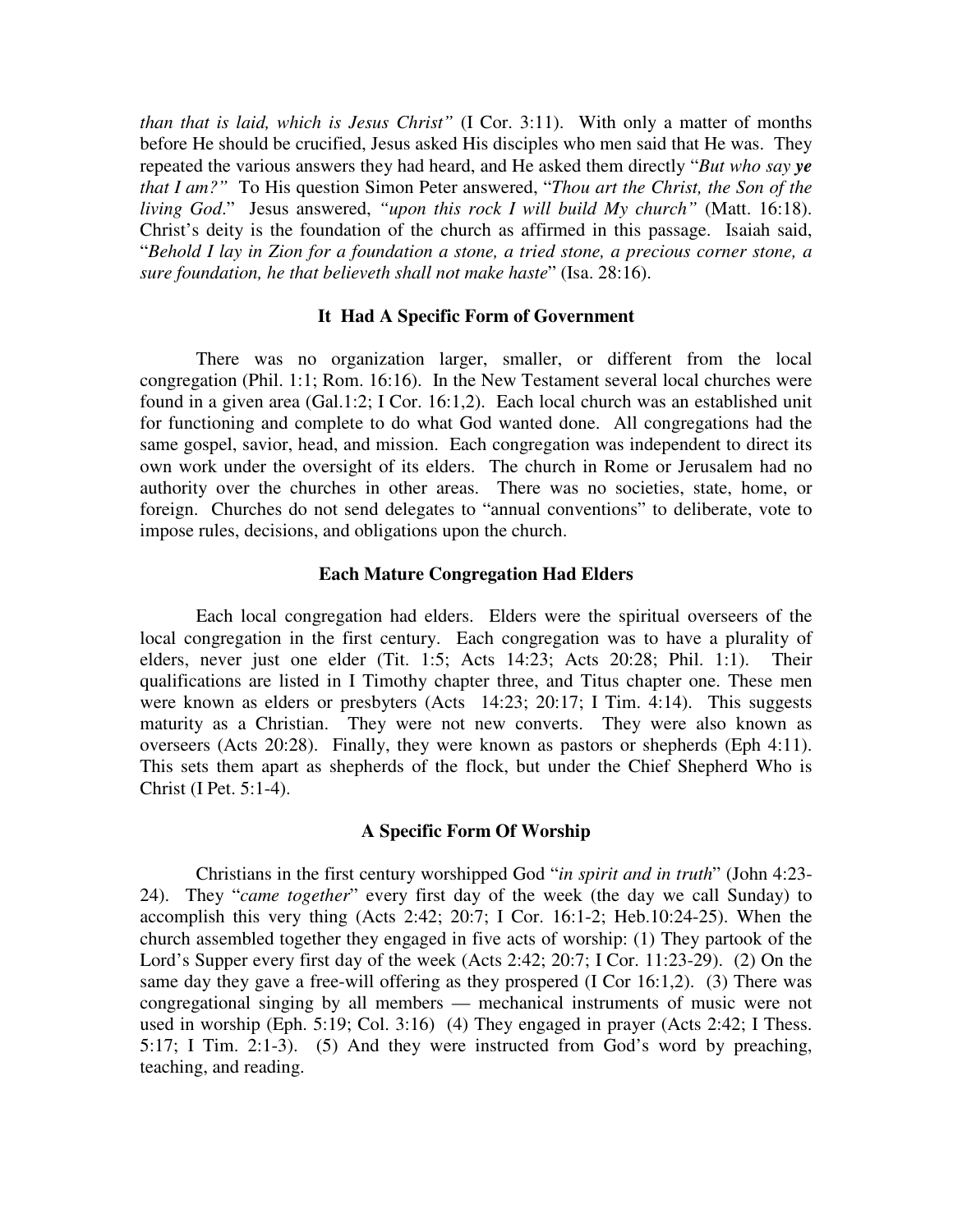*than that is laid, which is Jesus Christ"* (I Cor. 3:11). With only a matter of months before He should be crucified, Jesus asked His disciples who men said that He was. They repeated the various answers they had heard, and He asked them directly "*But who say **ye** that I am?"* To His question Simon Peter answered, "*Thou art the Christ, the Son of the living God*." Jesus answered, *"upon this rock I will build My church"* (Matt. 16:18). Christ's deity is the foundation of the church as affirmed in this passage. Isaiah said, "*Behold I lay in Zion for a foundation a stone, a tried stone, a precious corner stone, a sure foundation, he that believeth shall not make haste*" (Isa. 28:16).

### It Had A Specific Form of Government

There was no organization larger, smaller, or different from the local congregation (Phil. 1:1; Rom. 16:16). In the New Testament several local churches were found in a given area (Gal.1:2; I Cor. 16:1,2). Each local church was an established unit for functioning and complete to do what God wanted done. All congregations had the same gospel, savior, head, and mission. Each congregation was independent to direct its own work under the oversight of its elders. The church in Rome or Jerusalem had no authority over the churches in other areas. There was no societies, state, home, or foreign. Churches do not send delegates to "annual conventions" to deliberate, vote to impose rules, decisions, and obligations upon the church.

### Each Mature Congregation Had Elders

Each local congregation had elders. Elders were the spiritual overseers of the local congregation in the first century. Each congregation was to have a plurality of elders, never just one elder (Tit. 1:5; Acts 14:23; Acts 20:28; Phil. 1:1). Their qualifications are listed in I Timothy chapter three, and Titus chapter one. These men were known as elders or presbyters (Acts 14:23; 20:17; I Tim. 4:14). This suggests maturity as a Christian. They were not new converts. They were also known as overseers (Acts 20:28). Finally, they were known as pastors or shepherds (Eph 4:11). This sets them apart as shepherds of the flock, but under the Chief Shepherd Who is Christ (I Pet. 5:1-4).

### A Specific Form Of Worship

Christians in the first century worshipped God "*in spirit and in truth*" (John 4:23-24). They "*came together*" every first day of the week (the day we call Sunday) to accomplish this very thing (Acts 2:42; 20:7; I Cor. 16:1-2; Heb.10:24-25). When the church assembled together they engaged in five acts of worship: (1) They partook of the Lord's Supper every first day of the week (Acts 2:42; 20:7; I Cor. 11:23-29). (2) On the same day they gave a free-will offering as they prospered (I Cor 16:1,2). (3) There was congregational singing by all members — mechanical instruments of music were not used in worship (Eph. 5:19; Col. 3:16) (4) They engaged in prayer (Acts 2:42; I Thess. 5:17; I Tim. 2:1-3). (5) And they were instructed from God's word by preaching, teaching, and reading.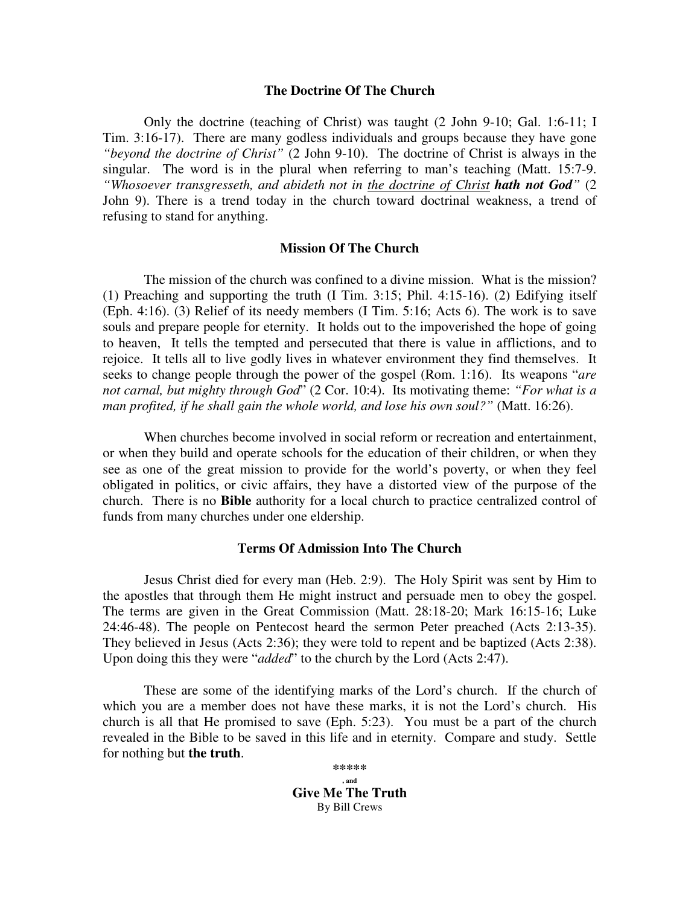### The Doctrine Of The Church

Only the doctrine (teaching of Christ) was taught (2 John 9-10; Gal. 1:6-11; I Tim. 3:16-17). There are many godless individuals and groups because they have gone *"beyond the doctrine of Christ"* (2 John 9-10). The doctrine of Christ is always in the singular. The word is in the plural when referring to man's teaching (Matt. 15:7-9. *"Whosoever transgresseth, and abideth not in <u>the doctrine of Christ</u>* ***hath not God****"* (2 John 9). There is a trend today in the church toward doctrinal weakness, a trend of refusing to stand for anything.

### Mission Of The Church

The mission of the church was confined to a divine mission. What is the mission? (1) Preaching and supporting the truth (I Tim. 3:15; Phil. 4:15-16). (2) Edifying itself (Eph. 4:16). (3) Relief of its needy members (I Tim. 5:16; Acts 6). The work is to save souls and prepare people for eternity. It holds out to the impoverished the hope of going to heaven, It tells the tempted and persecuted that there is value in afflictions, and to rejoice. It tells all to live godly lives in whatever environment they find themselves. It seeks to change people through the power of the gospel (Rom. 1:16). Its weapons "*are not carnal, but mighty through God*" (2 Cor. 10:4). Its motivating theme: *"For what is a man profited, if he shall gain the whole world, and lose his own soul?"* (Matt. 16:26).

When churches become involved in social reform or recreation and entertainment, or when they build and operate schools for the education of their children, or when they see as one of the great mission to provide for the world's poverty, or when they feel obligated in politics, or civic affairs, they have a distorted view of the purpose of the church. There is no **Bible** authority for a local church to practice centralized control of funds from many churches under one eldership.

### Terms Of Admission Into The Church

Jesus Christ died for every man (Heb. 2:9). The Holy Spirit was sent by Him to the apostles that through them He might instruct and persuade men to obey the gospel. The terms are given in the Great Commission (Matt. 28:18-20; Mark 16:15-16; Luke 24:46-48). The people on Pentecost heard the sermon Peter preached (Acts 2:13-35). They believed in Jesus (Acts 2:36); they were told to repent and be baptized (Acts 2:38). Upon doing this they were "*added*" to the church by the Lord (Acts 2:47).

These are some of the identifying marks of the Lord's church. If the church of which you are a member does not have these marks, it is not the Lord's church. His church is all that He promised to save (Eph. 5:23). You must be a part of the church revealed in the Bible to be saved in this life and in eternity. Compare and study. Settle for nothing but **the truth**.

*****

, and

**Give Me The Truth**

By Bill Crews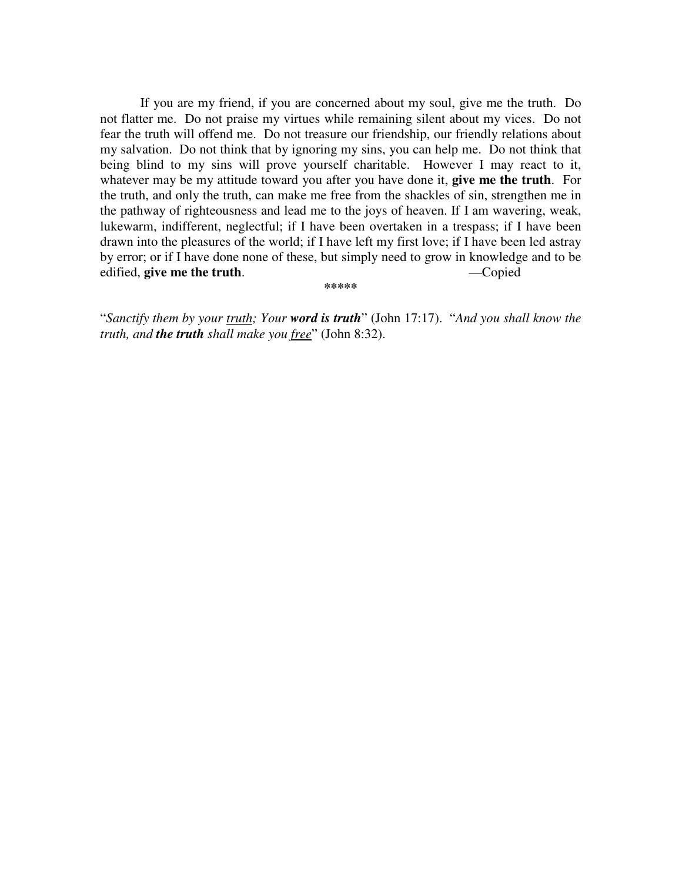If you are my friend, if you are concerned about my soul, give me the truth. Do not flatter me. Do not praise my virtues while remaining silent about my vices. Do not fear the truth will offend me. Do not treasure our friendship, our friendly relations about my salvation. Do not think that by ignoring my sins, you can help me. Do not think that being blind to my sins will prove yourself charitable. However I may react to it, whatever may be my attitude toward you after you have done it, **give me the truth**. For the truth, and only the truth, can make me free from the shackles of sin, strengthen me in the pathway of righteousness and lead me to the joys of heaven. If I am wavering, weak, lukewarm, indifferent, neglectful; if I have been overtaken in a trespass; if I have been drawn into the pleasures of the world; if I have left my first love; if I have been led astray by error; or if I have done none of these, but simply need to grow in knowledge and to be edified, **give me the truth**. —Copied

*****

"*Sanctify them by your <u>truth</u>; Your **word is truth***" (John 17:17). "*And you shall know the truth, and **the truth** shall make you <u>free</u>*" (John 8:32).